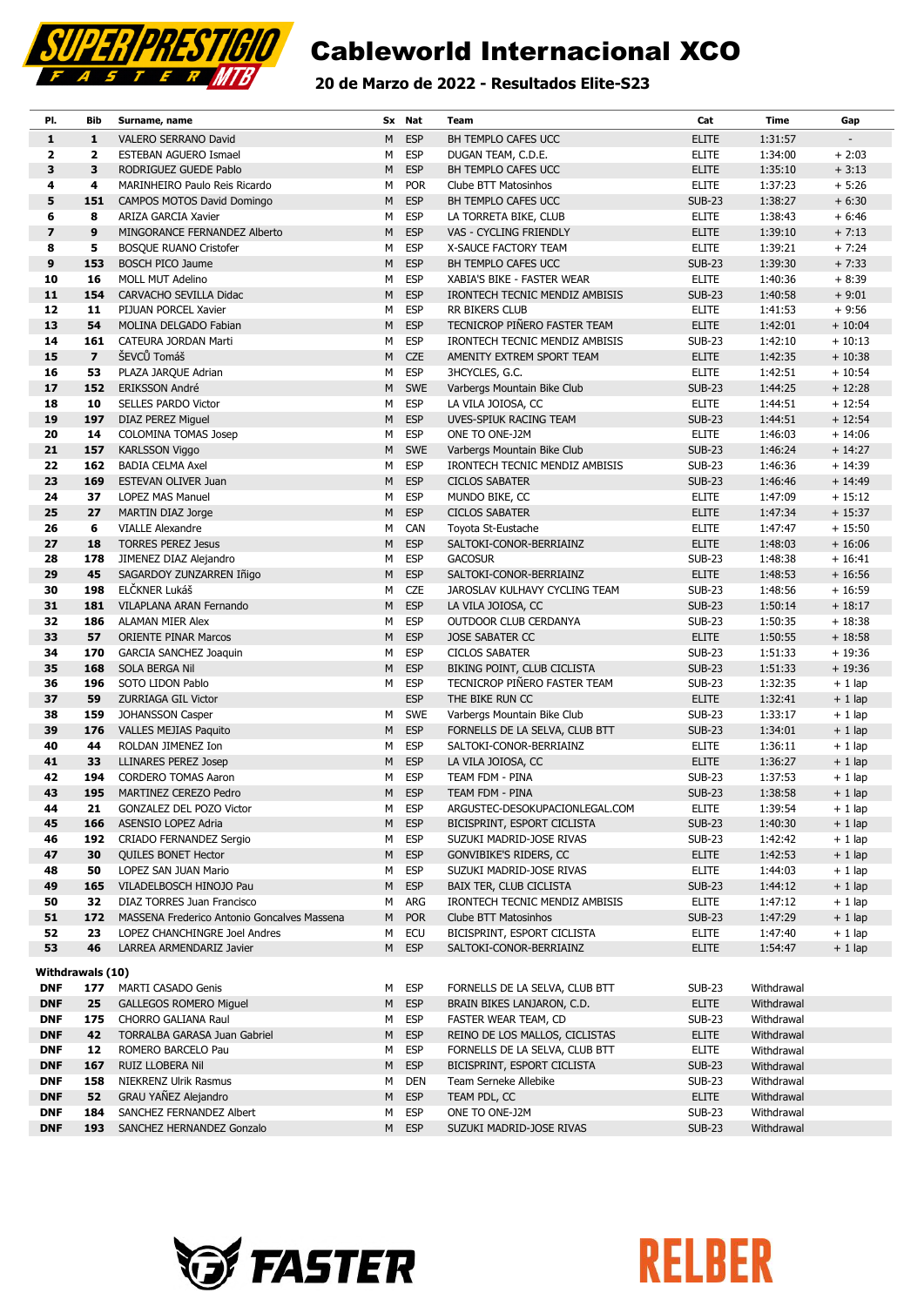# Cableworld Internacional XCO

## 20 de Marzo de 2022 - Resultados Elite-S23

| Pl. | Bib | Surname, name | Sx | Nat | Team | Cat | Time | Gap |
|---|---|---|---|---|---|---|---|---|
| 1 | 1 | VALERO SERRANO David | M | ESP | BH TEMPLO CAFES UCC | ELITE | 1:31:57 | - |
| 2 | 2 | ESTEBAN AGUERO Ismael | M | ESP | DUGAN TEAM, C.D.E. | ELITE | 1:34:00 | + 2:03 |
| 3 | 3 | RODRIGUEZ GUEDE Pablo | M | ESP | BH TEMPLO CAFES UCC | ELITE | 1:35:10 | + 3:13 |
| 4 | 4 | MARINHEIRO Paulo Reis Ricardo | M | POR | Clube BTT Matosinhos | ELITE | 1:37:23 | + 5:26 |
| 5 | 151 | CAMPOS MOTOS David Domingo | M | ESP | BH TEMPLO CAFES UCC | SUB-23 | 1:38:27 | + 6:30 |
| 6 | 8 | ARIZA GARCIA Xavier | M | ESP | LA TORRETA BIKE, CLUB | ELITE | 1:38:43 | + 6:46 |
| 7 | 9 | MINGORANCE FERNANDEZ Alberto | M | ESP | VAS - CYCLING FRIENDLY | ELITE | 1:39:10 | + 7:13 |
| 8 | 5 | BOSQUE RUANO Cristofer | M | ESP | X-SAUCE FACTORY TEAM | ELITE | 1:39:21 | + 7:24 |
| 9 | 153 | BOSCH PICO Jaume | M | ESP | BH TEMPLO CAFES UCC | SUB-23 | 1:39:30 | + 7:33 |
| 10 | 16 | MOLL MUT Adelino | M | ESP | XABIA'S BIKE - FASTER WEAR | ELITE | 1:40:36 | + 8:39 |
| 11 | 154 | CARVACHO SEVILLA Didac | M | ESP | IRONTECH TECNIC MENDIZ AMBISIS | SUB-23 | 1:40:58 | + 9:01 |
| 12 | 11 | PIJUAN PORCEL Xavier | M | ESP | RR BIKERS CLUB | ELITE | 1:41:53 | + 9:56 |
| 13 | 54 | MOLINA DELGADO Fabian | M | ESP | TECNICROP PIÑERO FASTER TEAM | ELITE | 1:42:01 | + 10:04 |
| 14 | 161 | CATEURA JORDAN Marti | M | ESP | IRONTECH TECNIC MENDIZ AMBISIS | SUB-23 | 1:42:10 | + 10:13 |
| 15 | 7 | ŠEVCŮ Tomáš | M | CZE | AMENITY EXTREM SPORT TEAM | ELITE | 1:42:35 | + 10:38 |
| 16 | 53 | PLAZA JARQUE Adrian | M | ESP | 3HCYCLES, G.C. | ELITE | 1:42:51 | + 10:54 |
| 17 | 152 | ERIKSSON André | M | SWE | Varbergs Mountain Bike Club | SUB-23 | 1:44:25 | + 12:28 |
| 18 | 10 | SELLES PARDO Victor | M | ESP | LA VILA JOIOSA, CC | ELITE | 1:44:51 | + 12:54 |
| 19 | 197 | DIAZ PEREZ Miguel | M | ESP | UVES-SPIUK RACING TEAM | SUB-23 | 1:44:51 | + 12:54 |
| 20 | 14 | COLOMINA TOMAS Josep | M | ESP | ONE TO ONE-J2M | ELITE | 1:46:03 | + 14:06 |
| 21 | 157 | KARLSSON Viggo | M | SWE | Varbergs Mountain Bike Club | SUB-23 | 1:46:24 | + 14:27 |
| 22 | 162 | BADIA CELMA Axel | M | ESP | IRONTECH TECNIC MENDIZ AMBISIS | SUB-23 | 1:46:36 | + 14:39 |
| 23 | 169 | ESTEVAN OLIVER Juan | M | ESP | CICLOS SABATER | SUB-23 | 1:46:46 | + 14:49 |
| 24 | 37 | LOPEZ MAS Manuel | M | ESP | MUNDO BIKE, CC | ELITE | 1:47:09 | + 15:12 |
| 25 | 27 | MARTIN DIAZ Jorge | M | ESP | CICLOS SABATER | ELITE | 1:47:34 | + 15:37 |
| 26 | 6 | VIALLE Alexandre | M | CAN | Toyota St-Eustache | ELITE | 1:47:47 | + 15:50 |
| 27 | 18 | TORRES PEREZ Jesus | M | ESP | SALTOKI-CONOR-BERRIAINZ | ELITE | 1:48:03 | + 16:06 |
| 28 | 178 | JIMENEZ DIAZ Alejandro | M | ESP | GACOSUR | SUB-23 | 1:48:38 | + 16:41 |
| 29 | 45 | SAGARDOY ZUNZARREN Iñigo | M | ESP | SALTOKI-CONOR-BERRIAINZ | ELITE | 1:48:53 | + 16:56 |
| 30 | 198 | ELČKNER Lukáš | M | CZE | JAROSLAV KULHAVY CYCLING TEAM | SUB-23 | 1:48:56 | + 16:59 |
| 31 | 181 | VILAPLANA ARAN Fernando | M | ESP | LA VILA JOIOSA, CC | SUB-23 | 1:50:14 | + 18:17 |
| 32 | 186 | ALAMAN MIER Alex | M | ESP | OUTDOOR CLUB CERDANYA | SUB-23 | 1:50:35 | + 18:38 |
| 33 | 57 | ORIENTE PINAR Marcos | M | ESP | JOSE SABATER CC | ELITE | 1:50:55 | + 18:58 |
| 34 | 170 | GARCIA SANCHEZ Joaquin | M | ESP | CICLOS SABATER | SUB-23 | 1:51:33 | + 19:36 |
| 35 | 168 | SOLA BERGA Nil | M | ESP | BIKING POINT, CLUB CICLISTA | SUB-23 | 1:51:33 | + 19:36 |
| 36 | 196 | SOTO LIDON Pablo | M | ESP | TECNICROP PIÑERO FASTER TEAM | SUB-23 | 1:32:35 | + 1 lap |
| 37 | 59 | ZURRIAGA GIL Victor | | ESP | THE BIKE RUN CC | ELITE | 1:32:41 | + 1 lap |
| 38 | 159 | JOHANSSON Casper | M | SWE | Varbergs Mountain Bike Club | SUB-23 | 1:33:17 | + 1 lap |
| 39 | 176 | VALLES MEJIAS Paquito | M | ESP | FORNELLS DE LA SELVA, CLUB BTT | SUB-23 | 1:34:01 | + 1 lap |
| 40 | 44 | ROLDAN JIMENEZ Ion | M | ESP | SALTOKI-CONOR-BERRIAINZ | ELITE | 1:36:11 | + 1 lap |
| 41 | 33 | LLINARES PEREZ Josep | M | ESP | LA VILA JOIOSA, CC | ELITE | 1:36:27 | + 1 lap |
| 42 | 194 | CORDERO TOMAS Aaron | M | ESP | TEAM FDM - PINA | SUB-23 | 1:37:53 | + 1 lap |
| 43 | 195 | MARTINEZ CEREZO Pedro | M | ESP | TEAM FDM - PINA | SUB-23 | 1:38:58 | + 1 lap |
| 44 | 21 | GONZALEZ DEL POZO Victor | M | ESP | ARGUSTEC-DESOKUPACIONLEGAL.COM | ELITE | 1:39:54 | + 1 lap |
| 45 | 166 | ASENSIO LOPEZ Adria | M | ESP | BICISPRINT, ESPORT CICLISTA | SUB-23 | 1:40:30 | + 1 lap |
| 46 | 192 | CRIADO FERNANDEZ Sergio | M | ESP | SUZUKI MADRID-JOSE RIVAS | SUB-23 | 1:42:42 | + 1 lap |
| 47 | 30 | QUILES BONET Hector | M | ESP | GONVIBIKE'S RIDERS, CC | ELITE | 1:42:53 | + 1 lap |
| 48 | 50 | LOPEZ SAN JUAN Mario | M | ESP | SUZUKI MADRID-JOSE RIVAS | ELITE | 1:44:03 | + 1 lap |
| 49 | 165 | VILADELBOSCH HINOJO Pau | M | ESP | BAIX TER, CLUB CICLISTA | SUB-23 | 1:44:12 | + 1 lap |
| 50 | 32 | DIAZ TORRES Juan Francisco | M | ARG | IRONTECH TECNIC MENDIZ AMBISIS | ELITE | 1:47:12 | + 1 lap |
| 51 | 172 | MASSENA Frederico Antonio Goncalves Massena | M | POR | Clube BTT Matosinhos | SUB-23 | 1:47:29 | + 1 lap |
| 52 | 23 | LOPEZ CHANCHINGRE Joel Andres | M | ECU | BICISPRINT, ESPORT CICLISTA | ELITE | 1:47:40 | + 1 lap |
| 53 | 46 | LARREA ARMENDARIZ Javier | M | ESP | SALTOKI-CONOR-BERRIAINZ | ELITE | 1:54:47 | + 1 lap |

**Withdrawals (10)**

| Pl. | Bib | Surname, name | Sx | Nat | Team | Cat | Time | Gap |
|---|---|---|---|---|---|---|---|---|
| DNF | 177 | MARTI CASADO Genis | M | ESP | FORNELLS DE LA SELVA, CLUB BTT | SUB-23 | Withdrawal | |
| DNF | 25 | GALLEGOS ROMERO Miguel | M | ESP | BRAIN BIKES LANJARON, C.D. | ELITE | Withdrawal | |
| DNF | 175 | CHORRO GALIANA Raul | M | ESP | FASTER WEAR TEAM, CD | SUB-23 | Withdrawal | |
| DNF | 42 | TORRALBA GARASA Juan Gabriel | M | ESP | REINO DE LOS MALLOS, CICLISTAS | ELITE | Withdrawal | |
| DNF | 12 | ROMERO BARCELO Pau | M | ESP | FORNELLS DE LA SELVA, CLUB BTT | ELITE | Withdrawal | |
| DNF | 167 | RUIZ LLOBERA Nil | M | ESP | BICISPRINT, ESPORT CICLISTA | SUB-23 | Withdrawal | |
| DNF | 158 | NIEKRENZ Ulrik Rasmus | M | DEN | Team Serneke Allebike | SUB-23 | Withdrawal | |
| DNF | 52 | GRAU YAÑEZ Alejandro | M | ESP | TEAM PDL, CC | ELITE | Withdrawal | |
| DNF | 184 | SANCHEZ FERNANDEZ Albert | M | ESP | ONE TO ONE-J2M | SUB-23 | Withdrawal | |
| DNF | 193 | SANCHEZ HERNANDEZ Gonzalo | M | ESP | SUZUKI MADRID-JOSE RIVAS | SUB-23 | Withdrawal | |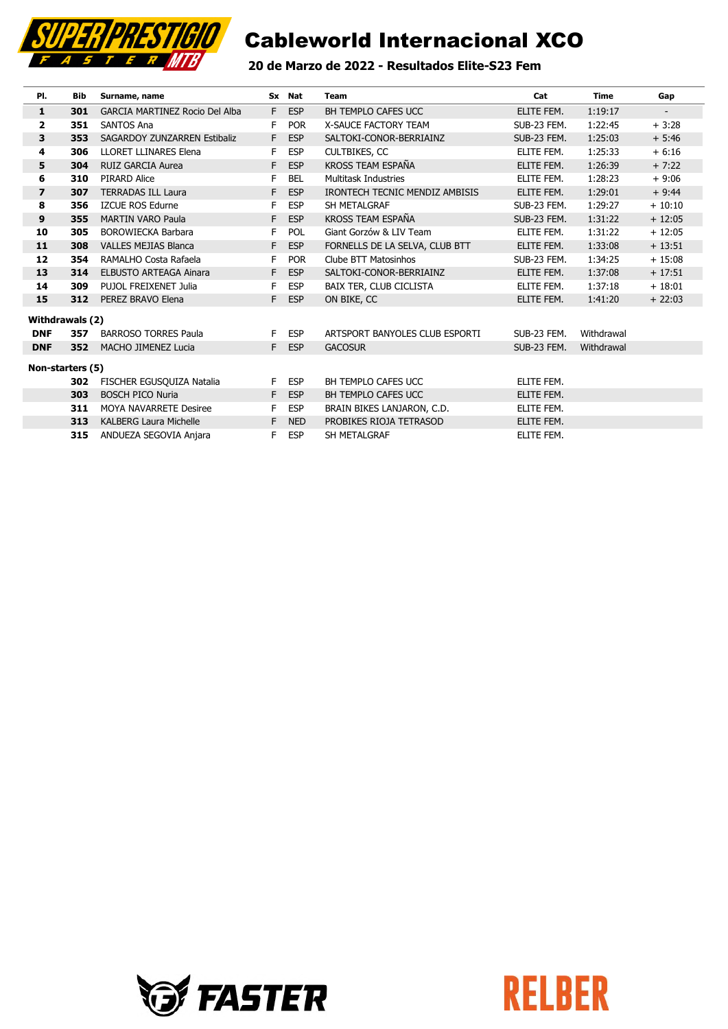# Cableworld Internacional XCO

**20 de Marzo de 2022 - Resultados Elite-S23 Fem**

| Pl. | Bib | Surname, name | Sx | Nat | Team | Cat | Time | Gap |
|---|---|---|---|---|---|---|---|---|
| **1** | **301** | GARCIA MARTINEZ Rocio Del Alba | F | ESP | BH TEMPLO CAFES UCC | ELITE FEM. | 1:19:17 | - |
| **2** | **351** | SANTOS Ana | F | POR | X-SAUCE FACTORY TEAM | SUB-23 FEM. | 1:22:45 | + 3:28 |
| **3** | **353** | SAGARDOY ZUNZARREN Estibaliz | F | ESP | SALTOKI-CONOR-BERRIAINZ | SUB-23 FEM. | 1:25:03 | + 5:46 |
| **4** | **306** | LLORET LLINARES Elena | F | ESP | CULTBIKES, CC | ELITE FEM. | 1:25:33 | + 6:16 |
| **5** | **304** | RUIZ GARCIA Aurea | F | ESP | KROSS TEAM ESPAÑA | ELITE FEM. | 1:26:39 | + 7:22 |
| **6** | **310** | PIRARD Alice | F | BEL | Multitask Industries | ELITE FEM. | 1:28:23 | + 9:06 |
| **7** | **307** | TERRADAS ILL Laura | F | ESP | IRONTECH TECNIC MENDIZ AMBISIS | ELITE FEM. | 1:29:01 | + 9:44 |
| **8** | **356** | IZCUE ROS Edurne | F | ESP | SH METALGRAF | SUB-23 FEM. | 1:29:27 | + 10:10 |
| **9** | **355** | MARTIN VARO Paula | F | ESP | KROSS TEAM ESPAÑA | SUB-23 FEM. | 1:31:22 | + 12:05 |
| **10** | **305** | BOROWIECKA Barbara | F | POL | Giant Gorzów & LIV Team | ELITE FEM. | 1:31:22 | + 12:05 |
| **11** | **308** | VALLES MEJIAS Blanca | F | ESP | FORNELLS DE LA SELVA, CLUB BTT | ELITE FEM. | 1:33:08 | + 13:51 |
| **12** | **354** | RAMALHO Costa Rafaela | F | POR | Clube BTT Matosinhos | SUB-23 FEM. | 1:34:25 | + 15:08 |
| **13** | **314** | ELBUSTO ARTEAGA Ainara | F | ESP | SALTOKI-CONOR-BERRIAINZ | ELITE FEM. | 1:37:08 | + 17:51 |
| **14** | **309** | PUJOL FREIXENET Julia | F | ESP | BAIX TER, CLUB CICLISTA | ELITE FEM. | 1:37:18 | + 18:01 |
| **15** | **312** | PEREZ BRAVO Elena | F | ESP | ON BIKE, CC | ELITE FEM. | 1:41:20 | + 22:03 |
| **Withdrawals (2)** | | | | | | | | |
| **DNF** | **357** | BARROSO TORRES Paula | F | ESP | ARTSPORT BANYOLES CLUB ESPORTI | SUB-23 FEM. | Withdrawal | |
| **DNF** | **352** | MACHO JIMENEZ Lucia | F | ESP | GACOSUR | SUB-23 FEM. | Withdrawal | |
| **Non-starters (5)** | | | | | | | | |
| | **302** | FISCHER EGUSQUIZA Natalia | F | ESP | BH TEMPLO CAFES UCC | ELITE FEM. | | |
| | **303** | BOSCH PICO Nuria | F | ESP | BH TEMPLO CAFES UCC | ELITE FEM. | | |
| | **311** | MOYA NAVARRETE Desiree | F | ESP | BRAIN BIKES LANJARON, C.D. | ELITE FEM. | | |
| | **313** | KALBERG Laura Michelle | F | NED | PROBIKES RIOJA TETRASOD | ELITE FEM. | | |
| | **315** | ANDUEZA SEGOVIA Anjara | F | ESP | SH METALGRAF | ELITE FEM. | | |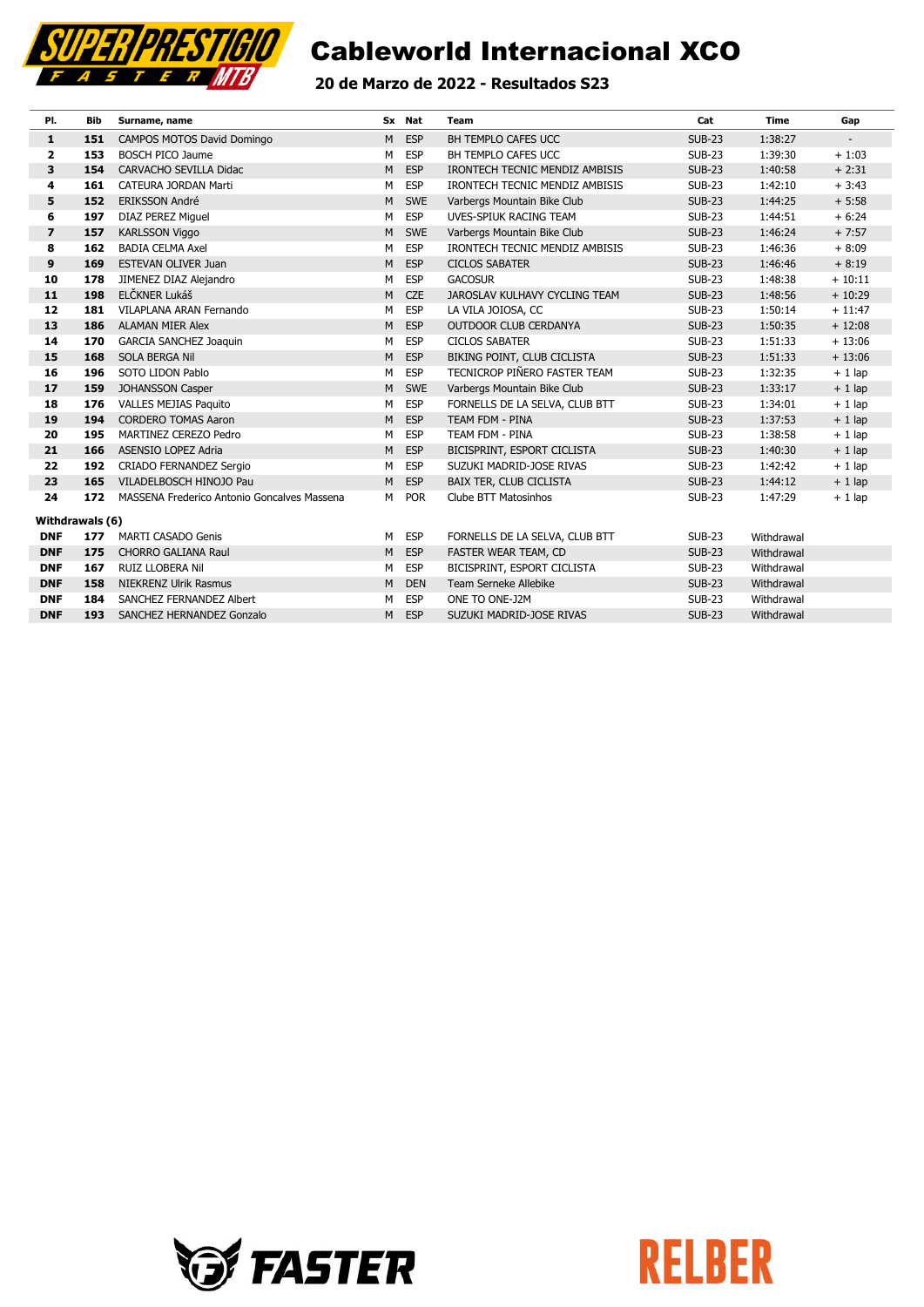# Cableworld Internacional XCO

### 20 de Marzo de 2022 - Resultados S23

| Pl. | Bib | Surname, name | Sx | Nat | Team | Cat | Time | Gap |
|---|---|---|---|---|---|---|---|---|
| 1 | 151 | CAMPOS MOTOS David Domingo | M | ESP | BH TEMPLO CAFES UCC | SUB-23 | 1:38:27 | - |
| 2 | 153 | BOSCH PICO Jaume | M | ESP | BH TEMPLO CAFES UCC | SUB-23 | 1:39:30 | + 1:03 |
| 3 | 154 | CARVACHO SEVILLA Didac | M | ESP | IRONTECH TECNIC MENDIZ AMBISIS | SUB-23 | 1:40:58 | + 2:31 |
| 4 | 161 | CATEURA JORDAN Marti | M | ESP | IRONTECH TECNIC MENDIZ AMBISIS | SUB-23 | 1:42:10 | + 3:43 |
| 5 | 152 | ERIKSSON André | M | SWE | Varbergs Mountain Bike Club | SUB-23 | 1:44:25 | + 5:58 |
| 6 | 197 | DIAZ PEREZ Miguel | M | ESP | UVES-SPIUK RACING TEAM | SUB-23 | 1:44:51 | + 6:24 |
| 7 | 157 | KARLSSON Viggo | M | SWE | Varbergs Mountain Bike Club | SUB-23 | 1:46:24 | + 7:57 |
| 8 | 162 | BADIA CELMA Axel | M | ESP | IRONTECH TECNIC MENDIZ AMBISIS | SUB-23 | 1:46:36 | + 8:09 |
| 9 | 169 | ESTEVAN OLIVER Juan | M | ESP | CICLOS SABATER | SUB-23 | 1:46:46 | + 8:19 |
| 10 | 178 | JIMENEZ DIAZ Alejandro | M | ESP | GACOSUR | SUB-23 | 1:48:38 | + 10:11 |
| 11 | 198 | ELČKNER Lukáš | M | CZE | JAROSLAV KULHAVY CYCLING TEAM | SUB-23 | 1:48:56 | + 10:29 |
| 12 | 181 | VILAPLANA ARAN Fernando | M | ESP | LA VILA JOIOSA, CC | SUB-23 | 1:50:14 | + 11:47 |
| 13 | 186 | ALAMAN MIER Alex | M | ESP | OUTDOOR CLUB CERDANYA | SUB-23 | 1:50:35 | + 12:08 |
| 14 | 170 | GARCIA SANCHEZ Joaquin | M | ESP | CICLOS SABATER | SUB-23 | 1:51:33 | + 13:06 |
| 15 | 168 | SOLA BERGA Nil | M | ESP | BIKING POINT, CLUB CICLISTA | SUB-23 | 1:51:33 | + 13:06 |
| 16 | 196 | SOTO LIDON Pablo | M | ESP | TECNICROP PIÑERO FASTER TEAM | SUB-23 | 1:32:35 | + 1 lap |
| 17 | 159 | JOHANSSON Casper | M | SWE | Varbergs Mountain Bike Club | SUB-23 | 1:33:17 | + 1 lap |
| 18 | 176 | VALLES MEJIAS Paquito | M | ESP | FORNELLS DE LA SELVA, CLUB BTT | SUB-23 | 1:34:01 | + 1 lap |
| 19 | 194 | CORDERO TOMAS Aaron | M | ESP | TEAM FDM - PINA | SUB-23 | 1:37:53 | + 1 lap |
| 20 | 195 | MARTINEZ CEREZO Pedro | M | ESP | TEAM FDM - PINA | SUB-23 | 1:38:58 | + 1 lap |
| 21 | 166 | ASENSIO LOPEZ Adria | M | ESP | BICISPRINT, ESPORT CICLISTA | SUB-23 | 1:40:30 | + 1 lap |
| 22 | 192 | CRIADO FERNANDEZ Sergio | M | ESP | SUZUKI MADRID-JOSE RIVAS | SUB-23 | 1:42:42 | + 1 lap |
| 23 | 165 | VILADELBOSCH HINOJO Pau | M | ESP | BAIX TER, CLUB CICLISTA | SUB-23 | 1:44:12 | + 1 lap |
| 24 | 172 | MASSENA Frederico Antonio Goncalves Massena | M | POR | Clube BTT Matosinhos | SUB-23 | 1:47:29 | + 1 lap |
| **Withdrawals (6)** | | | | | | | | |
| DNF | 177 | MARTI CASADO Genis | M | ESP | FORNELLS DE LA SELVA, CLUB BTT | SUB-23 | Withdrawal | |
| DNF | 175 | CHORRO GALIANA Raul | M | ESP | FASTER WEAR TEAM, CD | SUB-23 | Withdrawal | |
| DNF | 167 | RUIZ LLOBERA Nil | M | ESP | BICISPRINT, ESPORT CICLISTA | SUB-23 | Withdrawal | |
| DNF | 158 | NIEKRENZ Ulrik Rasmus | M | DEN | Team Serneke Allebike | SUB-23 | Withdrawal | |
| DNF | 184 | SANCHEZ FERNANDEZ Albert | M | ESP | ONE TO ONE-J2M | SUB-23 | Withdrawal | |
| DNF | 193 | SANCHEZ HERNANDEZ Gonzalo | M | ESP | SUZUKI MADRID-JOSE RIVAS | SUB-23 | Withdrawal | |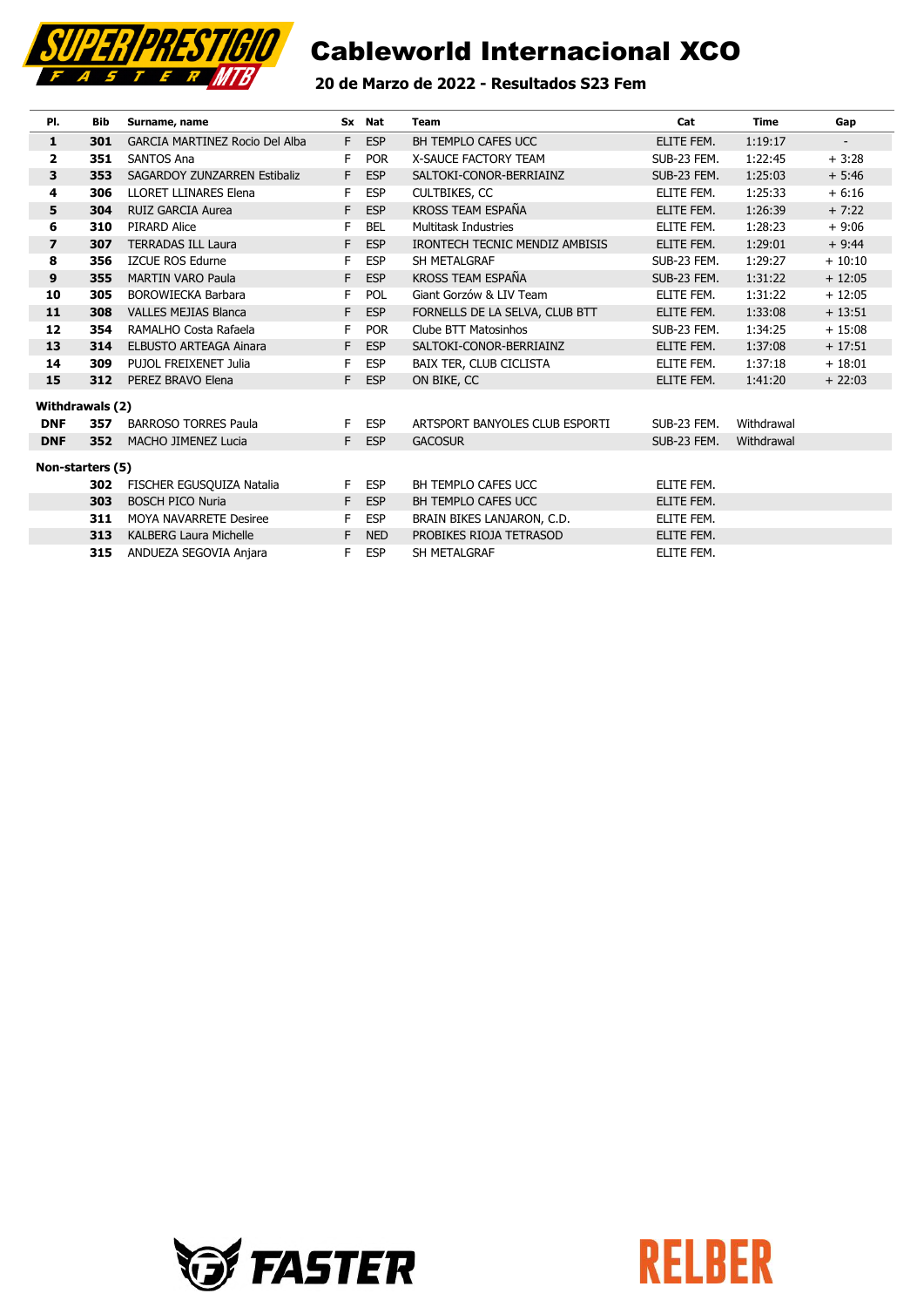# Cableworld Internacional XCO

### 20 de Marzo de 2022 - Resultados S23 Fem

| Pl. | Bib | Surname, name | Sx | Nat | Team | Cat | Time | Gap |
|---|---|---|---|---|---|---|---|---|
| **1** | **301** | GARCIA MARTINEZ Rocio Del Alba | F | ESP | BH TEMPLO CAFES UCC | ELITE FEM. | 1:19:17 | - |
| **2** | **351** | SANTOS Ana | F | POR | X-SAUCE FACTORY TEAM | SUB-23 FEM. | 1:22:45 | + 3:28 |
| **3** | **353** | SAGARDOY ZUNZARREN Estibaliz | F | ESP | SALTOKI-CONOR-BERRIAINZ | SUB-23 FEM. | 1:25:03 | + 5:46 |
| **4** | **306** | LLORET LLINARES Elena | F | ESP | CULTBIKES, CC | ELITE FEM. | 1:25:33 | + 6:16 |
| **5** | **304** | RUIZ GARCIA Aurea | F | ESP | KROSS TEAM ESPAÑA | ELITE FEM. | 1:26:39 | + 7:22 |
| **6** | **310** | PIRARD Alice | F | BEL | Multitask Industries | ELITE FEM. | 1:28:23 | + 9:06 |
| **7** | **307** | TERRADAS ILL Laura | F | ESP | IRONTECH TECNIC MENDIZ AMBISIS | ELITE FEM. | 1:29:01 | + 9:44 |
| **8** | **356** | IZCUE ROS Edurne | F | ESP | SH METALGRAF | SUB-23 FEM. | 1:29:27 | + 10:10 |
| **9** | **355** | MARTIN VARO Paula | F | ESP | KROSS TEAM ESPAÑA | SUB-23 FEM. | 1:31:22 | + 12:05 |
| **10** | **305** | BOROWIECKA Barbara | F | POL | Giant Gorzów & LIV Team | ELITE FEM. | 1:31:22 | + 12:05 |
| **11** | **308** | VALLES MEJIAS Blanca | F | ESP | FORNELLS DE LA SELVA, CLUB BTT | ELITE FEM. | 1:33:08 | + 13:51 |
| **12** | **354** | RAMALHO Costa Rafaela | F | POR | Clube BTT Matosinhos | SUB-23 FEM. | 1:34:25 | + 15:08 |
| **13** | **314** | ELBUSTO ARTEAGA Ainara | F | ESP | SALTOKI-CONOR-BERRIAINZ | ELITE FEM. | 1:37:08 | + 17:51 |
| **14** | **309** | PUJOL FREIXENET Julia | F | ESP | BAIX TER, CLUB CICLISTA | ELITE FEM. | 1:37:18 | + 18:01 |
| **15** | **312** | PEREZ BRAVO Elena | F | ESP | ON BIKE, CC | ELITE FEM. | 1:41:20 | + 22:03 |
| **Withdrawals (2)** | | | | | | | | |
| **DNF** | **357** | BARROSO TORRES Paula | F | ESP | ARTSPORT BANYOLES CLUB ESPORTI | SUB-23 FEM. | Withdrawal | |
| **DNF** | **352** | MACHO JIMENEZ Lucia | F | ESP | GACOSUR | SUB-23 FEM. | Withdrawal | |
| **Non-starters (5)** | | | | | | | | |
| | **302** | FISCHER EGUSQUIZA Natalia | F | ESP | BH TEMPLO CAFES UCC | ELITE FEM. | | |
| | **303** | BOSCH PICO Nuria | F | ESP | BH TEMPLO CAFES UCC | ELITE FEM. | | |
| | **311** | MOYA NAVARRETE Desiree | F | ESP | BRAIN BIKES LANJARON, C.D. | ELITE FEM. | | |
| | **313** | KALBERG Laura Michelle | F | NED | PROBIKES RIOJA TETRASOD | ELITE FEM. | | |
| | **315** | ANDUEZA SEGOVIA Anjara | F | ESP | SH METALGRAF | ELITE FEM. | | |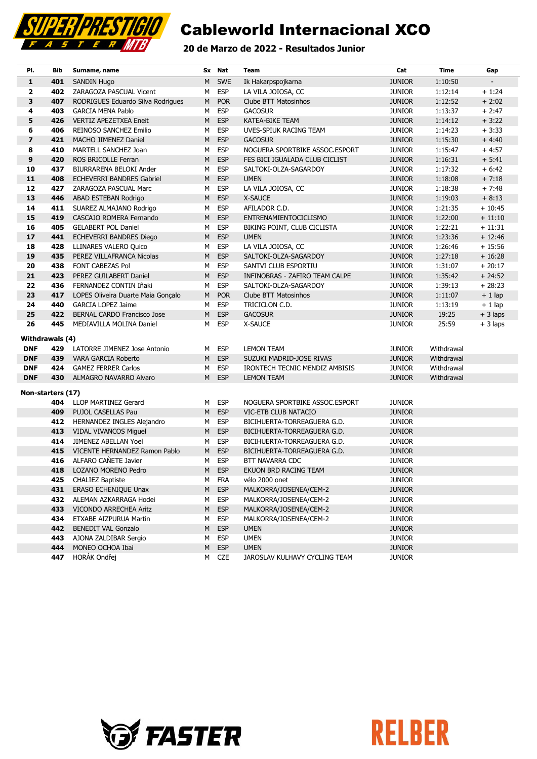# Cableworld Internacional XCO

## 20 de Marzo de 2022 - Resultados Junior

| Pl. | Bib | Surname, name | Sx | Nat | Team | Cat | Time | Gap |
|---|---|---|---|---|---|---|---|---|
| 1 | 401 | SANDIN Hugo | M | SWE | Ik Hakarpspojkarna | JUNIOR | 1:10:50 | - |
| 2 | 402 | ZARAGOZA PASCUAL Vicent | M | ESP | LA VILA JOIOSA, CC | JUNIOR | 1:12:14 | + 1:24 |
| 3 | 407 | RODRIGUES Eduardo Silva Rodrigues | M | POR | Clube BTT Matosinhos | JUNIOR | 1:12:52 | + 2:02 |
| 4 | 403 | GARCIA MENA Pablo | M | ESP | GACOSUR | JUNIOR | 1:13:37 | + 2:47 |
| 5 | 426 | VERTIZ APEZETXEA Eneit | M | ESP | KATEA-BIKE TEAM | JUNIOR | 1:14:12 | + 3:22 |
| 6 | 406 | REINOSO SANCHEZ Emilio | M | ESP | UVES-SPIUK RACING TEAM | JUNIOR | 1:14:23 | + 3:33 |
| 7 | 421 | MACHO JIMENEZ Daniel | M | ESP | GACOSUR | JUNIOR | 1:15:30 | + 4:40 |
| 8 | 410 | MARTELL SANCHEZ Joan | M | ESP | NOGUERA SPORTBIKE ASSOC.ESPORT | JUNIOR | 1:15:47 | + 4:57 |
| 9 | 420 | ROS BRICOLLE Ferran | M | ESP | FES BICI IGUALADA CLUB CICLIST | JUNIOR | 1:16:31 | + 5:41 |
| 10 | 437 | BIURRARENA BELOKI Ander | M | ESP | SALTOKI-OLZA-SAGARDOY | JUNIOR | 1:17:32 | + 6:42 |
| 11 | 408 | ECHEVERRI BANDRES Gabriel | M | ESP | UMEN | JUNIOR | 1:18:08 | + 7:18 |
| 12 | 427 | ZARAGOZA PASCUAL Marc | M | ESP | LA VILA JOIOSA, CC | JUNIOR | 1:18:38 | + 7:48 |
| 13 | 446 | ABAD ESTEBAN Rodrigo | M | ESP | X-SAUCE | JUNIOR | 1:19:03 | + 8:13 |
| 14 | 411 | SUAREZ ALMAJANO Rodrigo | M | ESP | AFILADOR C.D. | JUNIOR | 1:21:35 | + 10:45 |
| 15 | 419 | CASCAJO ROMERA Fernando | M | ESP | ENTRENAMIENTOCICLISMO | JUNIOR | 1:22:00 | + 11:10 |
| 16 | 405 | GELABERT POL Daniel | M | ESP | BIKING POINT, CLUB CICLISTA | JUNIOR | 1:22:21 | + 11:31 |
| 17 | 441 | ECHEVERRI BANDRES Diego | M | ESP | UMEN | JUNIOR | 1:23:36 | + 12:46 |
| 18 | 428 | LLINARES VALERO Quico | M | ESP | LA VILA JOIOSA, CC | JUNIOR | 1:26:46 | + 15:56 |
| 19 | 435 | PEREZ VILLAFRANCA Nicolas | M | ESP | SALTOKI-OLZA-SAGARDOY | JUNIOR | 1:27:18 | + 16:28 |
| 20 | 438 | FONT CABEZAS Pol | M | ESP | SANTVI CLUB ESPORTIU | JUNIOR | 1:31:07 | + 20:17 |
| 21 | 423 | PEREZ GUILABERT Daniel | M | ESP | INFINOBRAS - ZAFIRO TEAM CALPE | JUNIOR | 1:35:42 | + 24:52 |
| 22 | 436 | FERNANDEZ CONTIN Iñaki | M | ESP | SALTOKI-OLZA-SAGARDOY | JUNIOR | 1:39:13 | + 28:23 |
| 23 | 417 | LOPES Oliveira Duarte Maia Gonçalo | M | POR | Clube BTT Matosinhos | JUNIOR | 1:11:07 | + 1 lap |
| 24 | 440 | GARCIA LOPEZ Jaime | M | ESP | TRICICLON C.D. | JUNIOR | 1:13:19 | + 1 lap |
| 25 | 422 | BERNAL CARDO Francisco Jose | M | ESP | GACOSUR | JUNIOR | 19:25 | + 3 laps |
| 26 | 445 | MEDIAVILLA MOLINA Daniel | M | ESP | X-SAUCE | JUNIOR | 25:59 | + 3 laps |

**Withdrawals (4)**

| Pl. | Bib | Surname, name | Sx | Nat | Team | Cat | Time | Gap |
|---|---|---|---|---|---|---|---|---|
| DNF | 429 | LATORRE JIMENEZ Jose Antonio | M | ESP | LEMON TEAM | JUNIOR | Withdrawal | |
| DNF | 439 | VARA GARCIA Roberto | M | ESP | SUZUKI MADRID-JOSE RIVAS | JUNIOR | Withdrawal | |
| DNF | 424 | GAMEZ FERRER Carlos | M | ESP | IRONTECH TECNIC MENDIZ AMBISIS | JUNIOR | Withdrawal | |
| DNF | 430 | ALMAGRO NAVARRO Alvaro | M | ESP | LEMON TEAM | JUNIOR | Withdrawal | |

**Non-starters (17)**

| Pl. | Bib | Surname, name | Sx | Nat | Team | Cat | Time | Gap |
|---|---|---|---|---|---|---|---|---|
| | 404 | LLOP MARTINEZ Gerard | M | ESP | NOGUERA SPORTBIKE ASSOC.ESPORT | JUNIOR | | |
| | 409 | PUJOL CASELLAS Pau | M | ESP | VIC-ETB CLUB NATACIO | JUNIOR | | |
| | 412 | HERNANDEZ INGLES Alejandro | M | ESP | BICIHUERTA-TORREAGUERA G.D. | JUNIOR | | |
| | 413 | VIDAL VIVANCOS Miguel | M | ESP | BICIHUERTA-TORREAGUERA G.D. | JUNIOR | | |
| | 414 | JIMENEZ ABELLAN Yoel | M | ESP | BICIHUERTA-TORREAGUERA G.D. | JUNIOR | | |
| | 415 | VICENTE HERNANDEZ Ramon Pablo | M | ESP | BICIHUERTA-TORREAGUERA G.D. | JUNIOR | | |
| | 416 | ALFARO CAÑETE Javier | M | ESP | BTT NAVARRA CDC | JUNIOR | | |
| | 418 | LOZANO MORENO Pedro | M | ESP | EKUON BRD RACING TEAM | JUNIOR | | |
| | 425 | CHALIEZ Baptiste | M | FRA | vélo 2000 onet | JUNIOR | | |
| | 431 | ERASO ECHENIQUE Unax | M | ESP | MALKORRA/JOSENEA/CEM-2 | JUNIOR | | |
| | 432 | ALEMAN AZKARRAGA Hodei | M | ESP | MALKORRA/JOSENEA/CEM-2 | JUNIOR | | |
| | 433 | VICONDO ARRECHEA Aritz | M | ESP | MALKORRA/JOSENEA/CEM-2 | JUNIOR | | |
| | 434 | ETXABE AIZPURUA Martin | M | ESP | MALKORRA/JOSENEA/CEM-2 | JUNIOR | | |
| | 442 | BENEDIT VAL Gonzalo | M | ESP | UMEN | JUNIOR | | |
| | 443 | AJONA ZALDIBAR Sergio | M | ESP | UMEN | JUNIOR | | |
| | 444 | MONEO OCHOA Ibai | M | ESP | UMEN | JUNIOR | | |
| | 447 | HORÁK Ondřej | M | CZE | JAROSLAV KULHAVY CYCLING TEAM | JUNIOR | | |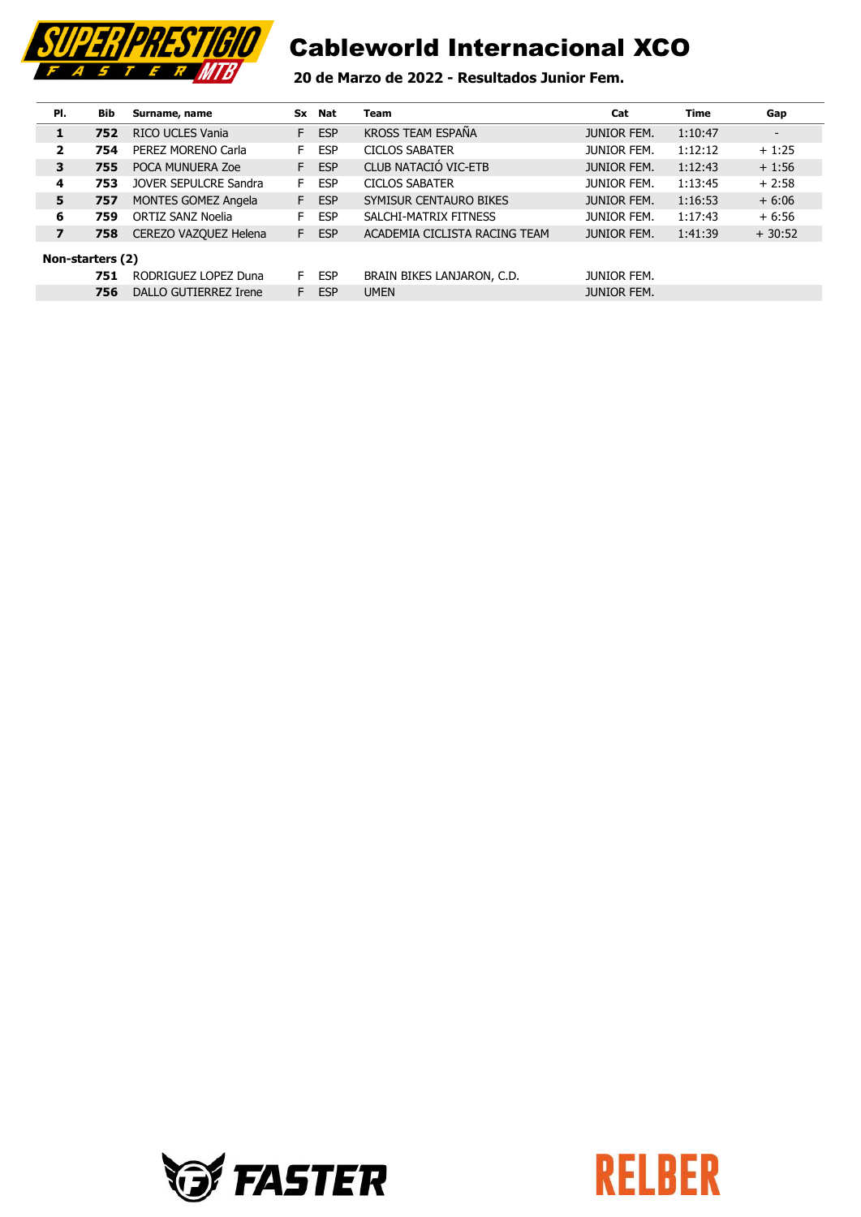# Cableworld Internacional XCO

**20 de Marzo de 2022 - Resultados Junior Fem.**

| Pl. | Bib | Surname, name | Sx | Nat | Team | Cat | Time | Gap |
|---|---|---|---|---|---|---|---|---|
| **1** | **752** | RICO UCLES Vania | F | ESP | KROSS TEAM ESPAÑA | JUNIOR FEM. | 1:10:47 | - |
| **2** | **754** | PEREZ MORENO Carla | F | ESP | CICLOS SABATER | JUNIOR FEM. | 1:12:12 | + 1:25 |
| **3** | **755** | POCA MUNUERA Zoe | F | ESP | CLUB NATACIÓ VIC-ETB | JUNIOR FEM. | 1:12:43 | + 1:56 |
| **4** | **753** | JOVER SEPULCRE Sandra | F | ESP | CICLOS SABATER | JUNIOR FEM. | 1:13:45 | + 2:58 |
| **5** | **757** | MONTES GOMEZ Angela | F | ESP | SYMISUR CENTAURO BIKES | JUNIOR FEM. | 1:16:53 | + 6:06 |
| **6** | **759** | ORTIZ SANZ Noelia | F | ESP | SALCHI-MATRIX FITNESS | JUNIOR FEM. | 1:17:43 | + 6:56 |
| **7** | **758** | CEREZO VAZQUEZ Helena | F | ESP | ACADEMIA CICLISTA RACING TEAM | JUNIOR FEM. | 1:41:39 | + 30:52 |
| **Non-starters (2)** | | | | | | | | |
| | **751** | RODRIGUEZ LOPEZ Duna | F | ESP | BRAIN BIKES LANJARON, C.D. | JUNIOR FEM. | | |
| | **756** | DALLO GUTIERREZ Irene | F | ESP | UMEN | JUNIOR FEM. | | |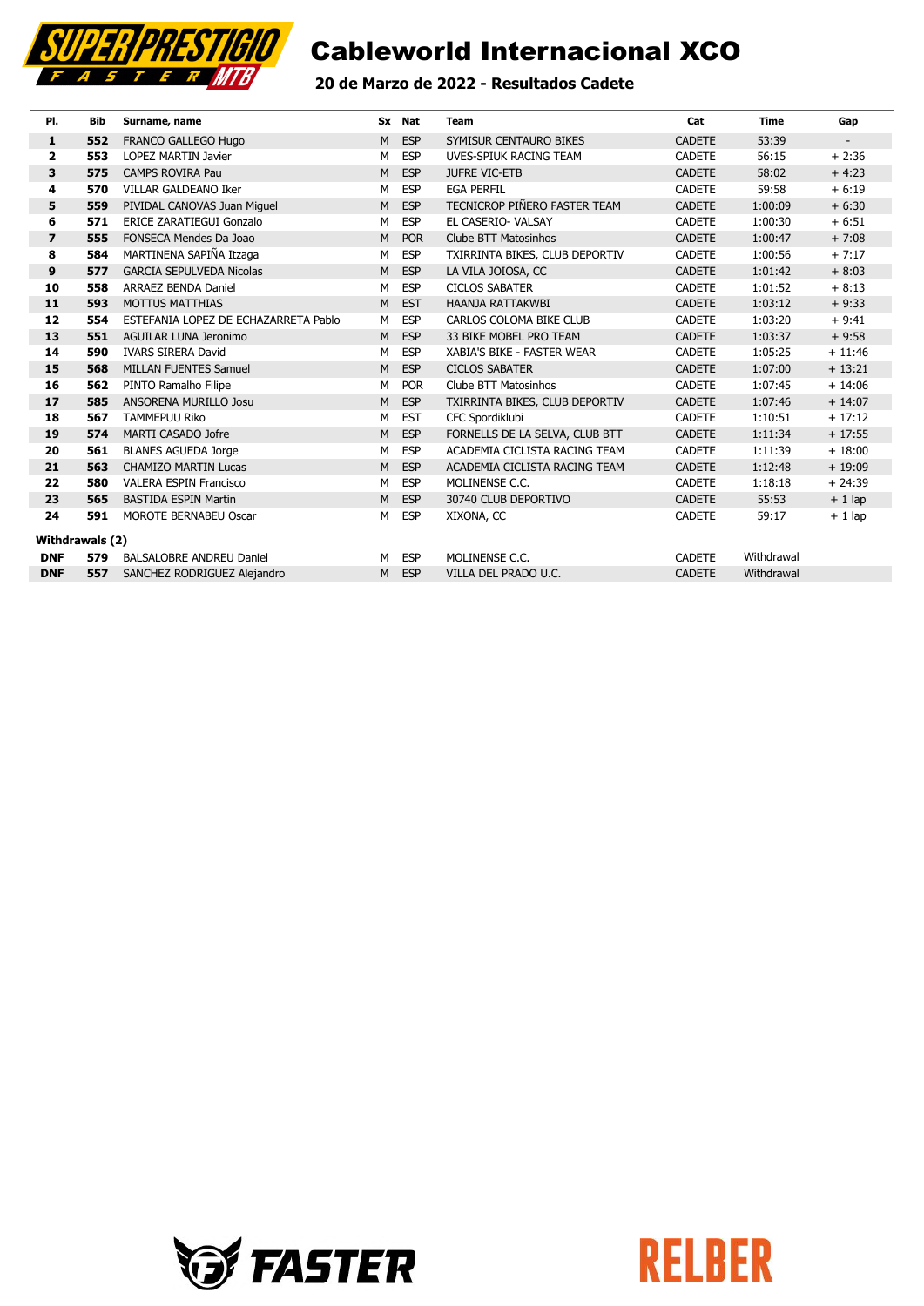# Cableworld Internacional XCO

## 20 de Marzo de 2022 - Resultados Cadete

| Pl. | Bib | Surname, name | Sx | Nat | Team | Cat | Time | Gap |
|---|---|---|---|---|---|---|---|---|
| **1** | **552** | FRANCO GALLEGO Hugo | M | ESP | SYMISUR CENTAURO BIKES | CADETE | 53:39 | - |
| **2** | **553** | LOPEZ MARTIN Javier | M | ESP | UVES-SPIUK RACING TEAM | CADETE | 56:15 | + 2:36 |
| **3** | **575** | CAMPS ROVIRA Pau | M | ESP | JUFRE VIC-ETB | CADETE | 58:02 | + 4:23 |
| **4** | **570** | VILLAR GALDEANO Iker | M | ESP | EGA PERFIL | CADETE | 59:58 | + 6:19 |
| **5** | **559** | PIVIDAL CANOVAS Juan Miguel | M | ESP | TECNICROP PIÑERO FASTER TEAM | CADETE | 1:00:09 | + 6:30 |
| **6** | **571** | ERICE ZARATIEGUI Gonzalo | M | ESP | EL CASERIO- VALSAY | CADETE | 1:00:30 | + 6:51 |
| **7** | **555** | FONSECA Mendes Da Joao | M | POR | Clube BTT Matosinhos | CADETE | 1:00:47 | + 7:08 |
| **8** | **584** | MARTINENA SAPIÑA Itzaga | M | ESP | TXIRRINTA BIKES, CLUB DEPORTIV | CADETE | 1:00:56 | + 7:17 |
| **9** | **577** | GARCIA SEPULVEDA Nicolas | M | ESP | LA VILA JOIOSA, CC | CADETE | 1:01:42 | + 8:03 |
| **10** | **558** | ARRAEZ BENDA Daniel | M | ESP | CICLOS SABATER | CADETE | 1:01:52 | + 8:13 |
| **11** | **593** | MOTTUS MATTHIAS | M | EST | HAANJA RATTAKWBI | CADETE | 1:03:12 | + 9:33 |
| **12** | **554** | ESTEFANIA LOPEZ DE ECHAZARRETA Pablo | M | ESP | CARLOS COLOMA BIKE CLUB | CADETE | 1:03:20 | + 9:41 |
| **13** | **551** | AGUILAR LUNA Jeronimo | M | ESP | 33 BIKE MOBEL PRO TEAM | CADETE | 1:03:37 | + 9:58 |
| **14** | **590** | IVARS SIRERA David | M | ESP | XABIA'S BIKE - FASTER WEAR | CADETE | 1:05:25 | + 11:46 |
| **15** | **568** | MILLAN FUENTES Samuel | M | ESP | CICLOS SABATER | CADETE | 1:07:00 | + 13:21 |
| **16** | **562** | PINTO Ramalho Filipe | M | POR | Clube BTT Matosinhos | CADETE | 1:07:45 | + 14:06 |
| **17** | **585** | ANSORENA MURILLO Josu | M | ESP | TXIRRINTA BIKES, CLUB DEPORTIV | CADETE | 1:07:46 | + 14:07 |
| **18** | **567** | TAMMEPUU Riko | M | EST | CFC Spordiklubi | CADETE | 1:10:51 | + 17:12 |
| **19** | **574** | MARTI CASADO Jofre | M | ESP | FORNELLS DE LA SELVA, CLUB BTT | CADETE | 1:11:34 | + 17:55 |
| **20** | **561** | BLANES AGUEDA Jorge | M | ESP | ACADEMIA CICLISTA RACING TEAM | CADETE | 1:11:39 | + 18:00 |
| **21** | **563** | CHAMIZO MARTIN Lucas | M | ESP | ACADEMIA CICLISTA RACING TEAM | CADETE | 1:12:48 | + 19:09 |
| **22** | **580** | VALERA ESPIN Francisco | M | ESP | MOLINENSE C.C. | CADETE | 1:18:18 | + 24:39 |
| **23** | **565** | BASTIDA ESPIN Martin | M | ESP | 30740 CLUB DEPORTIVO | CADETE | 55:53 | + 1 lap |
| **24** | **591** | MOROTE BERNABEU Oscar | M | ESP | XIXONA, CC | CADETE | 59:17 | + 1 lap |
| **Withdrawals (2)** | | | | | | | | |
| **DNF** | **579** | BALSALOBRE ANDREU Daniel | M | ESP | MOLINENSE C.C. | CADETE | Withdrawal | |
| **DNF** | **557** | SANCHEZ RODRIGUEZ Alejandro | M | ESP | VILLA DEL PRADO U.C. | CADETE | Withdrawal | |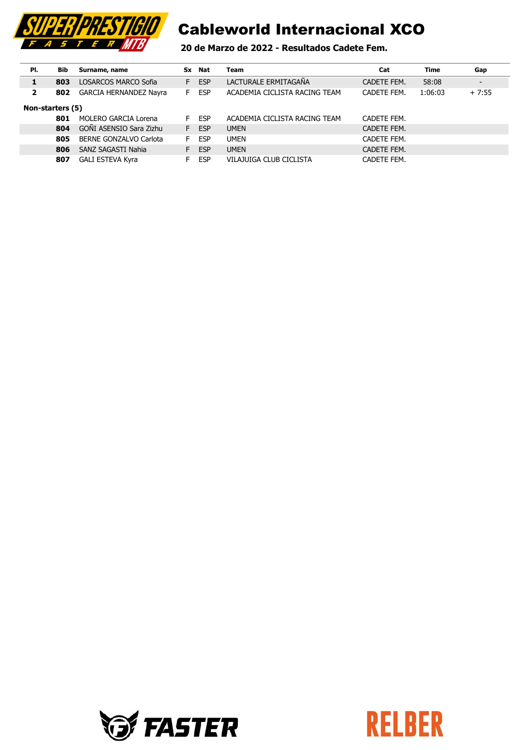# Cableworld Internacional XCO

**20 de Marzo de 2022 - Resultados Cadete Fem.**

| Pl. | Bib | Surname, name | Sx | Nat | Team | Cat | Time | Gap |
|---|---|---|---|---|---|---|---|---|
| 1 | 803 | LOSARCOS MARCO Sofia | F | ESP | LACTURALE ERMITAGAÑA | CADETE FEM. | 58:08 | - |
| 2 | 802 | GARCIA HERNANDEZ Nayra | F | ESP | ACADEMIA CICLISTA RACING TEAM | CADETE FEM. | 1:06:03 | + 7:55 |
| **Non-starters (5)** | | | | | | | | |
| | 801 | MOLERO GARCIA Lorena | F | ESP | ACADEMIA CICLISTA RACING TEAM | CADETE FEM. | | |
| | 804 | GOÑI ASENSIO Sara Zizhu | F | ESP | UMEN | CADETE FEM. | | |
| | 805 | BERNE GONZALVO Carlota | F | ESP | UMEN | CADETE FEM. | | |
| | 806 | SANZ SAGASTI Nahia | F | ESP | UMEN | CADETE FEM. | | |
| | 807 | GALI ESTEVA Kyra | F | ESP | VILAJUIGA CLUB CICLISTA | CADETE FEM. | | |